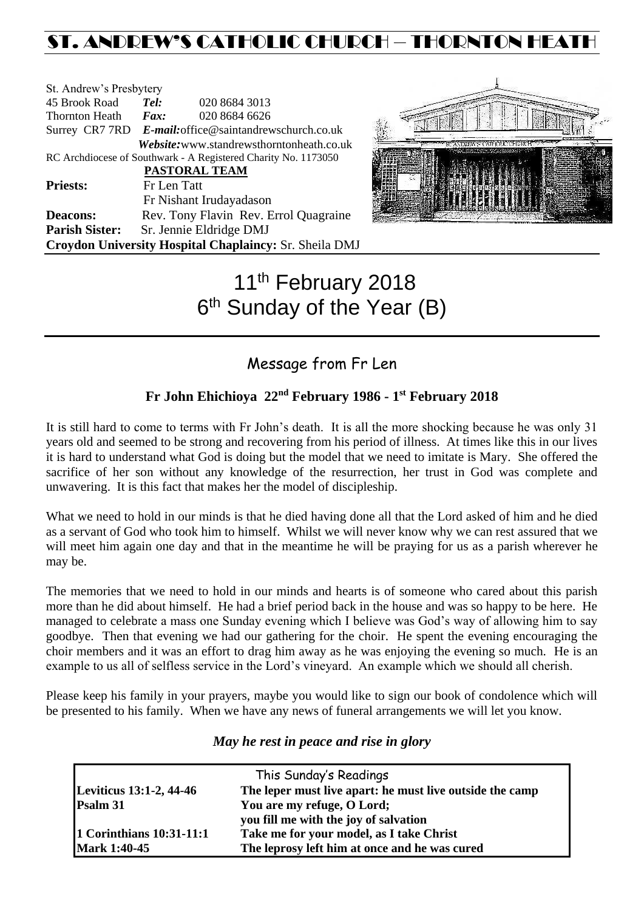# ST. ANDREW'S CATHOLIC CHURCH – THORNTON HEATH

St. Andrew's Presbytery
45 Brook Road **Tel:** 020 8684 3013
Thornton Heath **Fax:** 020 8684 6626
Surrey CR7 7RD ***E-mail:***office@saintandrewschurch.co.uk
***Website:***www.standrewsthorntonheath.co.uk
RC Archdiocese of Southwark - A Registered Charity No. 1173050

**PASTORAL TEAM**

**Priests:** Fr Len Tatt
Fr Nishant Irudayadason
**Deacons:** Rev. Tony Flavin Rev. Errol Quagraine
**Parish Sister:** Sr. Jennie Eldridge DMJ
**Croydon University Hospital Chaplaincy:** Sr. Sheila DMJ

# 11th February 2018
# 6th Sunday of the Year (B)

## Message from Fr Len

### Fr John Ehichioya 22nd February 1986 - 1st February 2018

It is still hard to come to terms with Fr John's death. It is all the more shocking because he was only 31 years old and seemed to be strong and recovering from his period of illness. At times like this in our lives it is hard to understand what God is doing but the model that we need to imitate is Mary. She offered the sacrifice of her son without any knowledge of the resurrection, her trust in God was complete and unwavering. It is this fact that makes her the model of discipleship.

What we need to hold in our minds is that he died having done all that the Lord asked of him and he died as a servant of God who took him to himself. Whilst we will never know why we can rest assured that we will meet him again one day and that in the meantime he will be praying for us as a parish wherever he may be.

The memories that we need to hold in our minds and hearts is of someone who cared about this parish more than he did about himself. He had a brief period back in the house and was so happy to be here. He managed to celebrate a mass one Sunday evening which I believe was God's way of allowing him to say goodbye. Then that evening we had our gathering for the choir. He spent the evening encouraging the choir members and it was an effort to drag him away as he was enjoying the evening so much. He is an example to us all of selfless service in the Lord's vineyard. An example which we should all cherish.

Please keep his family in your prayers, maybe you would like to sign our book of condolence which will be presented to his family. When we have any news of funeral arrangements we will let you know.

*May he rest in peace and rise in glory*

| This Sunday's Readings | |
|---|---|
| **Leviticus 13:1-2, 44-46** | **The leper must live apart: he must live outside the camp** |
| **Psalm 31** | **You are my refuge, O Lord; you fill me with the joy of salvation** |
| **1 Corinthians 10:31-11:1** | **Take me for your model, as I take Christ** |
| **Mark 1:40-45** | **The leprosy left him at once and he was cured** |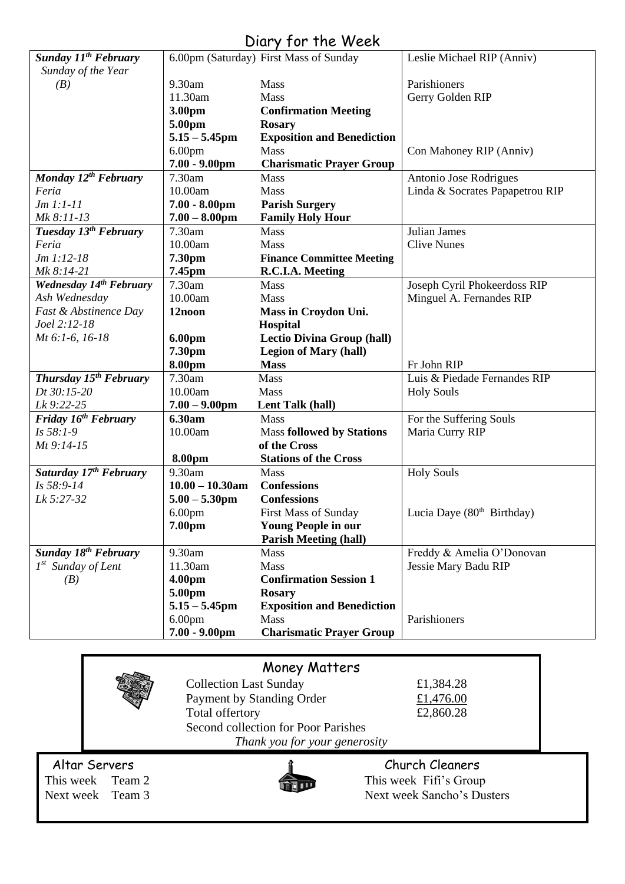# Diary for the Week

| Day | Time | Event | Intention |
|---|---|---|---|
| ***Sunday 11th February*** *Sunday of the Year (B)* | 6.00pm (Saturday) | First Mass of Sunday | Leslie Michael RIP (Anniv) |
| | 9.30am | Mass | Parishioners |
| | 11.30am | Mass | Gerry Golden RIP |
| | **3.00pm** | **Confirmation Meeting** | |
| | **5.00pm** | **Rosary** | |
| | **5.15 – 5.45pm** | **Exposition and Benediction** | |
| | 6.00pm | Mass | Con Mahoney RIP (Anniv) |
| | **7.00 - 9.00pm** | **Charismatic Prayer Group** | |
| ***Monday 12th February*** *Feria* *Jm 1:1-11* *Mk 8:11-13* | 7.30am | Mass | Antonio Jose Rodrigues |
| | 10.00am | Mass | Linda & Socrates Papapetrou RIP |
| | **7.00 - 8.00pm** | **Parish Surgery** | |
| | **7.00 – 8.00pm** | **Family Holy Hour** | |
| ***Tuesday 13th February*** *Feria* *Jm 1:12-18* *Mk 8:14-21* | 7.30am | Mass | Julian James |
| | 10.00am | Mass | Clive Nunes |
| | **7.30pm** | **Finance Committee Meeting** | |
| | **7.45pm** | **R.C.I.A. Meeting** | |
| ***Wednesday 14th February*** *Ash Wednesday* *Fast & Abstinence Day* *Joel 2:12-18* *Mt 6:1-6, 16-18* | 7.30am | Mass | Joseph Cyril Phokeerdoss RIP |
| | 10.00am | Mass | Minguel A. Fernandes RIP |
| | **12noon** | **Mass in Croydon Uni. Hospital** | |
| | **6.00pm** | **Lectio Divina Group (hall)** | |
| | **7.30pm** | **Legion of Mary (hall)** | |
| | **8.00pm** | **Mass** | Fr John RIP |
| ***Thursday 15th February*** *Dt 30:15-20* *Lk 9:22-25* | 7.30am | Mass | Luis & Piedade Fernandes RIP |
| | 10.00am | Mass | Holy Souls |
| | **7.00 – 9.00pm** | **Lent Talk (hall)** | |
| ***Friday 16th February*** *Is 58:1-9* *Mt 9:14-15* | **6.30am** | Mass | For the Suffering Souls |
| | 10.00am | Mass **followed by Stations of the Cross** | Maria Curry RIP |
| | **8.00pm** | **Stations of the Cross** | |
| ***Saturday 17th February*** *Is 58:9-14* *Lk 5:27-32* | 9.30am | Mass | Holy Souls |
| | **10.00 – 10.30am** | **Confessions** | |
| | **5.00 – 5.30pm** | **Confessions** | |
| | 6.00pm | First Mass of Sunday | Lucia Daye (80th Birthday) |
| | **7.00pm** | **Young People in our Parish Meeting (hall)** | |
| ***Sunday 18th February*** *1st Sunday of Lent (B)* | 9.30am | Mass | Freddy & Amelia O'Donovan |
| | 11.30am | Mass | Jessie Mary Badu RIP |
| | **4.00pm** | **Confirmation Session 1** | |
| | **5.00pm** | **Rosary** | |
| | **5.15 – 5.45pm** | **Exposition and Benediction** | |
| | 6.00pm | Mass | Parishioners |
| | **7.00 - 9.00pm** | **Charismatic Prayer Group** | |

## Money Matters

| | |
|---|---|
| Collection Last Sunday | £1,384.28 |
| Payment by Standing Order | £1,476.00 |
| Total offertory | £2,860.28 |

Second collection for Poor Parishes

*Thank you for your generosity*

## Altar Servers

This week Team 2
Next week Team 3

## Church Cleaners

This week Fifi's Group
Next week Sancho's Dusters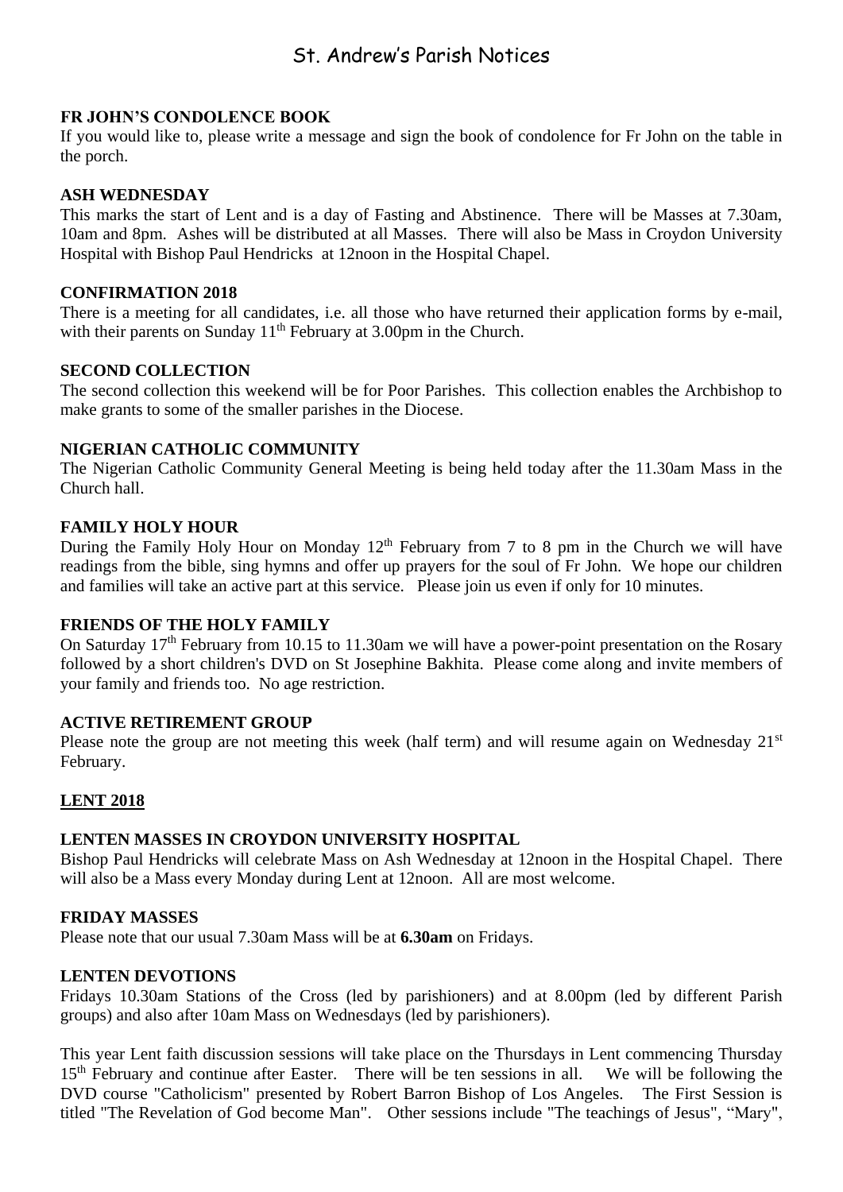# St. Andrew's Parish Notices

**FR JOHN'S CONDOLENCE BOOK**

If you would like to, please write a message and sign the book of condolence for Fr John on the table in the porch.

**ASH WEDNESDAY**

This marks the start of Lent and is a day of Fasting and Abstinence. There will be Masses at 7.30am, 10am and 8pm. Ashes will be distributed at all Masses. There will also be Mass in Croydon University Hospital with Bishop Paul Hendricks at 12noon in the Hospital Chapel.

**CONFIRMATION 2018**

There is a meeting for all candidates, i.e. all those who have returned their application forms by e-mail, with their parents on Sunday 11th February at 3.00pm in the Church.

**SECOND COLLECTION**

The second collection this weekend will be for Poor Parishes. This collection enables the Archbishop to make grants to some of the smaller parishes in the Diocese.

**NIGERIAN CATHOLIC COMMUNITY**

The Nigerian Catholic Community General Meeting is being held today after the 11.30am Mass in the Church hall.

**FAMILY HOLY HOUR**

During the Family Holy Hour on Monday 12th February from 7 to 8 pm in the Church we will have readings from the bible, sing hymns and offer up prayers for the soul of Fr John. We hope our children and families will take an active part at this service. Please join us even if only for 10 minutes.

**FRIENDS OF THE HOLY FAMILY**

On Saturday 17th February from 10.15 to 11.30am we will have a power-point presentation on the Rosary followed by a short children's DVD on St Josephine Bakhita. Please come along and invite members of your family and friends too. No age restriction.

**ACTIVE RETIREMENT GROUP**

Please note the group are not meeting this week (half term) and will resume again on Wednesday 21st February.

## LENT 2018

**LENTEN MASSES IN CROYDON UNIVERSITY HOSPITAL**

Bishop Paul Hendricks will celebrate Mass on Ash Wednesday at 12noon in the Hospital Chapel. There will also be a Mass every Monday during Lent at 12noon. All are most welcome.

**FRIDAY MASSES**

Please note that our usual 7.30am Mass will be at **6.30am** on Fridays.

**LENTEN DEVOTIONS**

Fridays 10.30am Stations of the Cross (led by parishioners) and at 8.00pm (led by different Parish groups) and also after 10am Mass on Wednesdays (led by parishioners).

This year Lent faith discussion sessions will take place on the Thursdays in Lent commencing Thursday 15th February and continue after Easter. There will be ten sessions in all. We will be following the DVD course "Catholicism" presented by Robert Barron Bishop of Los Angeles. The First Session is titled "The Revelation of God become Man". Other sessions include "The teachings of Jesus", "Mary",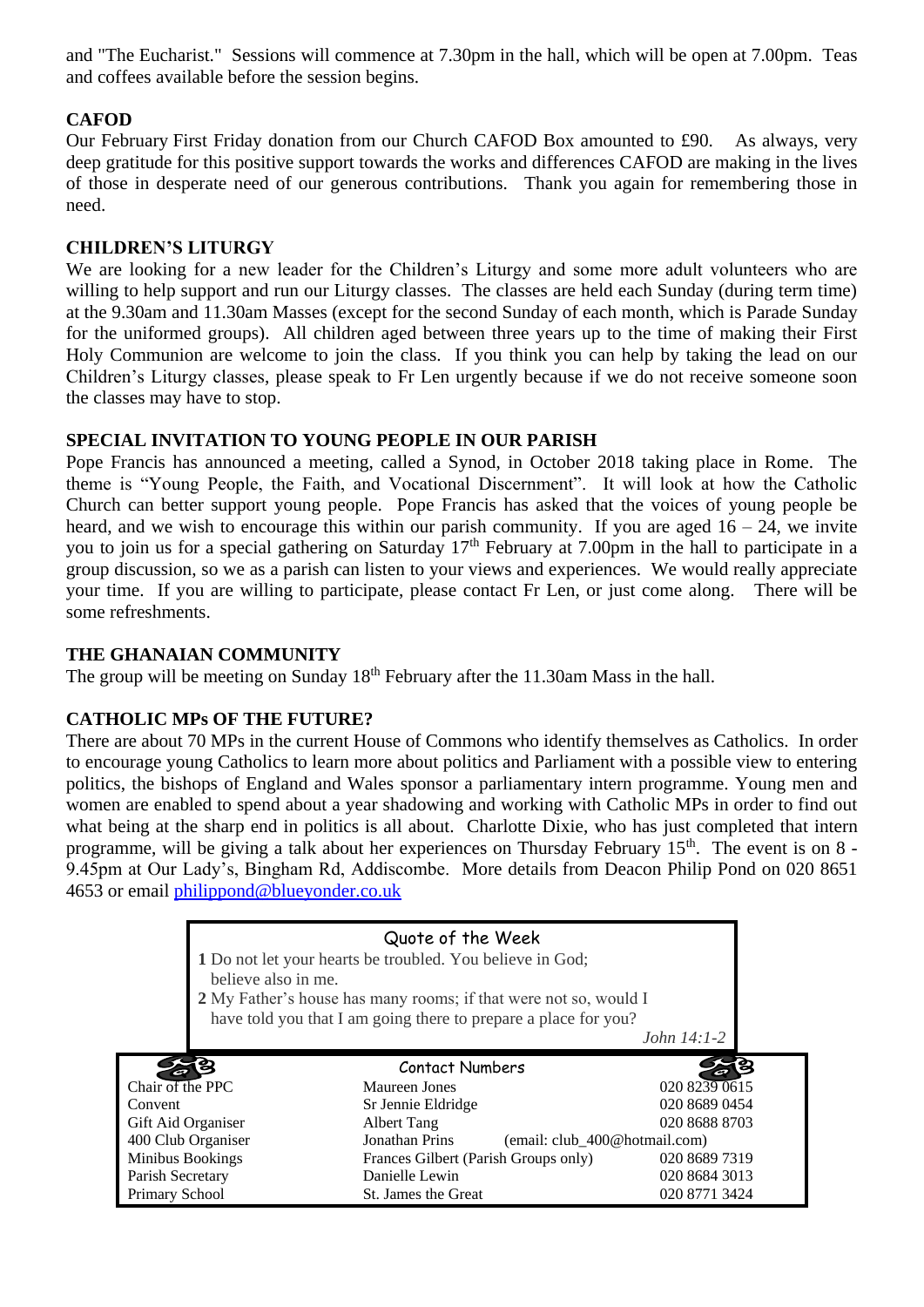and "The Eucharist." Sessions will commence at 7.30pm in the hall, which will be open at 7.00pm. Teas and coffees available before the session begins.

**CAFOD**

Our February First Friday donation from our Church CAFOD Box amounted to £90. As always, very deep gratitude for this positive support towards the works and differences CAFOD are making in the lives of those in desperate need of our generous contributions. Thank you again for remembering those in need.

**CHILDREN'S LITURGY**

We are looking for a new leader for the Children's Liturgy and some more adult volunteers who are willing to help support and run our Liturgy classes. The classes are held each Sunday (during term time) at the 9.30am and 11.30am Masses (except for the second Sunday of each month, which is Parade Sunday for the uniformed groups). All children aged between three years up to the time of making their First Holy Communion are welcome to join the class. If you think you can help by taking the lead on our Children's Liturgy classes, please speak to Fr Len urgently because if we do not receive someone soon the classes may have to stop.

**SPECIAL INVITATION TO YOUNG PEOPLE IN OUR PARISH**

Pope Francis has announced a meeting, called a Synod, in October 2018 taking place in Rome. The theme is "Young People, the Faith, and Vocational Discernment". It will look at how the Catholic Church can better support young people. Pope Francis has asked that the voices of young people be heard, and we wish to encourage this within our parish community. If you are aged 16 – 24, we invite you to join us for a special gathering on Saturday 17th February at 7.00pm in the hall to participate in a group discussion, so we as a parish can listen to your views and experiences. We would really appreciate your time. If you are willing to participate, please contact Fr Len, or just come along. There will be some refreshments.

**THE GHANAIAN COMMUNITY**

The group will be meeting on Sunday 18th February after the 11.30am Mass in the hall.

**CATHOLIC MPs OF THE FUTURE?**

There are about 70 MPs in the current House of Commons who identify themselves as Catholics. In order to encourage young Catholics to learn more about politics and Parliament with a possible view to entering politics, the bishops of England and Wales sponsor a parliamentary intern programme. Young men and women are enabled to spend about a year shadowing and working with Catholic MPs in order to find out what being at the sharp end in politics is all about. Charlotte Dixie, who has just completed that intern programme, will be giving a talk about her experiences on Thursday February 15th. The event is on 8 - 9.45pm at Our Lady's, Bingham Rd, Addiscombe. More details from Deacon Philip Pond on 020 8651 4653 or email philippond@blueyonder.co.uk

**Quote of the Week**

**1** Do not let your hearts be troubled. You believe in God; believe also in me.
**2** My Father's house has many rooms; if that were not so, would I have told you that I am going there to prepare a place for you?

*John 14:1-2*

**Contact Numbers**

| | | |
|---|---|---|
| Chair of the PPC | Maureen Jones | 020 8239 0615 |
| Convent | Sr Jennie Eldridge | 020 8689 0454 |
| Gift Aid Organiser | Albert Tang | 020 8688 8703 |
| 400 Club Organiser | Jonathan Prins (email: club_400@hotmail.com) | |
| Minibus Bookings | Frances Gilbert (Parish Groups only) | 020 8689 7319 |
| Parish Secretary | Danielle Lewin | 020 8684 3013 |
| Primary School | St. James the Great | 020 8771 3424 |